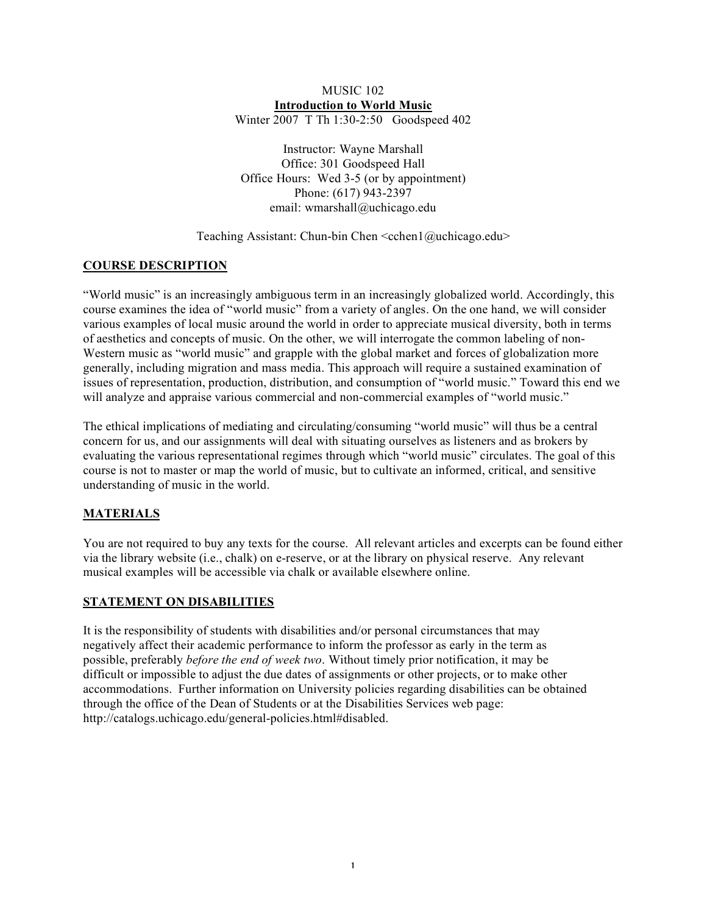MUSIC 102

**Introduction to World Music**

Winter 2007 T Th 1:30-2:50 Goodspeed 402

Instructor: Wayne Marshall
Office: 301 Goodspeed Hall
Office Hours: Wed 3-5 (or by appointment)
Phone: (617) 943-2397
email: wmarshall@uchicago.edu

Teaching Assistant: Chun-bin Chen <cchen1@uchicago.edu>

## COURSE DESCRIPTION

"World music" is an increasingly ambiguous term in an increasingly globalized world. Accordingly, this course examines the idea of "world music" from a variety of angles. On the one hand, we will consider various examples of local music around the world in order to appreciate musical diversity, both in terms of aesthetics and concepts of music. On the other, we will interrogate the common labeling of non-Western music as "world music" and grapple with the global market and forces of globalization more generally, including migration and mass media. This approach will require a sustained examination of issues of representation, production, distribution, and consumption of "world music." Toward this end we will analyze and appraise various commercial and non-commercial examples of "world music."

The ethical implications of mediating and circulating/consuming "world music" will thus be a central concern for us, and our assignments will deal with situating ourselves as listeners and as brokers by evaluating the various representational regimes through which "world music" circulates. The goal of this course is not to master or map the world of music, but to cultivate an informed, critical, and sensitive understanding of music in the world.

## MATERIALS

You are not required to buy any texts for the course. All relevant articles and excerpts can be found either via the library website (i.e., chalk) on e-reserve, or at the library on physical reserve. Any relevant musical examples will be accessible via chalk or available elsewhere online.

## STATEMENT ON DISABILITIES

It is the responsibility of students with disabilities and/or personal circumstances that may negatively affect their academic performance to inform the professor as early in the term as possible, preferably *before the end of week two*. Without timely prior notification, it may be difficult or impossible to adjust the due dates of assignments or other projects, or to make other accommodations. Further information on University policies regarding disabilities can be obtained through the office of the Dean of Students or at the Disabilities Services web page: http://catalogs.uchicago.edu/general-policies.html#disabled.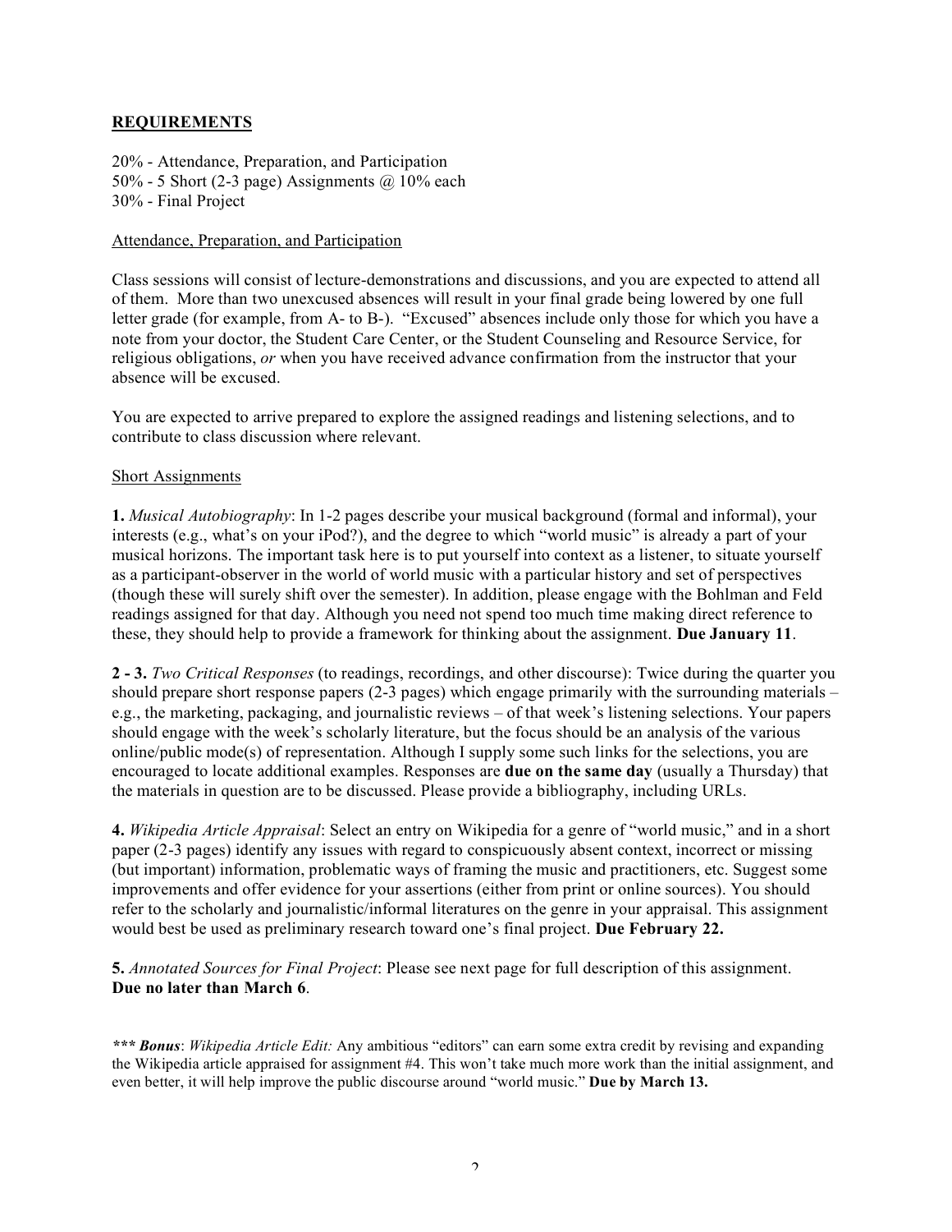## REQUIREMENTS

20% - Attendance, Preparation, and Participation
50% - 5 Short (2-3 page) Assignments @ 10% each
30% - Final Project

### Attendance, Preparation, and Participation

Class sessions will consist of lecture-demonstrations and discussions, and you are expected to attend all of them. More than two unexcused absences will result in your final grade being lowered by one full letter grade (for example, from A- to B-). "Excused" absences include only those for which you have a note from your doctor, the Student Care Center, or the Student Counseling and Resource Service, for religious obligations, *or* when you have received advance confirmation from the instructor that your absence will be excused.

You are expected to arrive prepared to explore the assigned readings and listening selections, and to contribute to class discussion where relevant.

### Short Assignments

**1.** *Musical Autobiography*: In 1-2 pages describe your musical background (formal and informal), your interests (e.g., what's on your iPod?), and the degree to which "world music" is already a part of your musical horizons. The important task here is to put yourself into context as a listener, to situate yourself as a participant-observer in the world of world music with a particular history and set of perspectives (though these will surely shift over the semester). In addition, please engage with the Bohlman and Feld readings assigned for that day. Although you need not spend too much time making direct reference to these, they should help to provide a framework for thinking about the assignment. **Due January 11**.

**2 - 3.** *Two Critical Responses* (to readings, recordings, and other discourse): Twice during the quarter you should prepare short response papers (2-3 pages) which engage primarily with the surrounding materials – e.g., the marketing, packaging, and journalistic reviews – of that week's listening selections. Your papers should engage with the week's scholarly literature, but the focus should be an analysis of the various online/public mode(s) of representation. Although I supply some such links for the selections, you are encouraged to locate additional examples. Responses are **due on the same day** (usually a Thursday) that the materials in question are to be discussed. Please provide a bibliography, including URLs.

**4.** *Wikipedia Article Appraisal*: Select an entry on Wikipedia for a genre of "world music," and in a short paper (2-3 pages) identify any issues with regard to conspicuously absent context, incorrect or missing (but important) information, problematic ways of framing the music and practitioners, etc. Suggest some improvements and offer evidence for your assertions (either from print or online sources). You should refer to the scholarly and journalistic/informal literatures on the genre in your appraisal. This assignment would best be used as preliminary research toward one's final project. **Due February 22.**

**5.** *Annotated Sources for Final Project*: Please see next page for full description of this assignment. **Due no later than March 6**.

***\*\*\* Bonus***: *Wikipedia Article Edit:* Any ambitious "editors" can earn some extra credit by revising and expanding the Wikipedia article appraised for assignment #4. This won't take much more work than the initial assignment, and even better, it will help improve the public discourse around "world music." **Due by March 13.**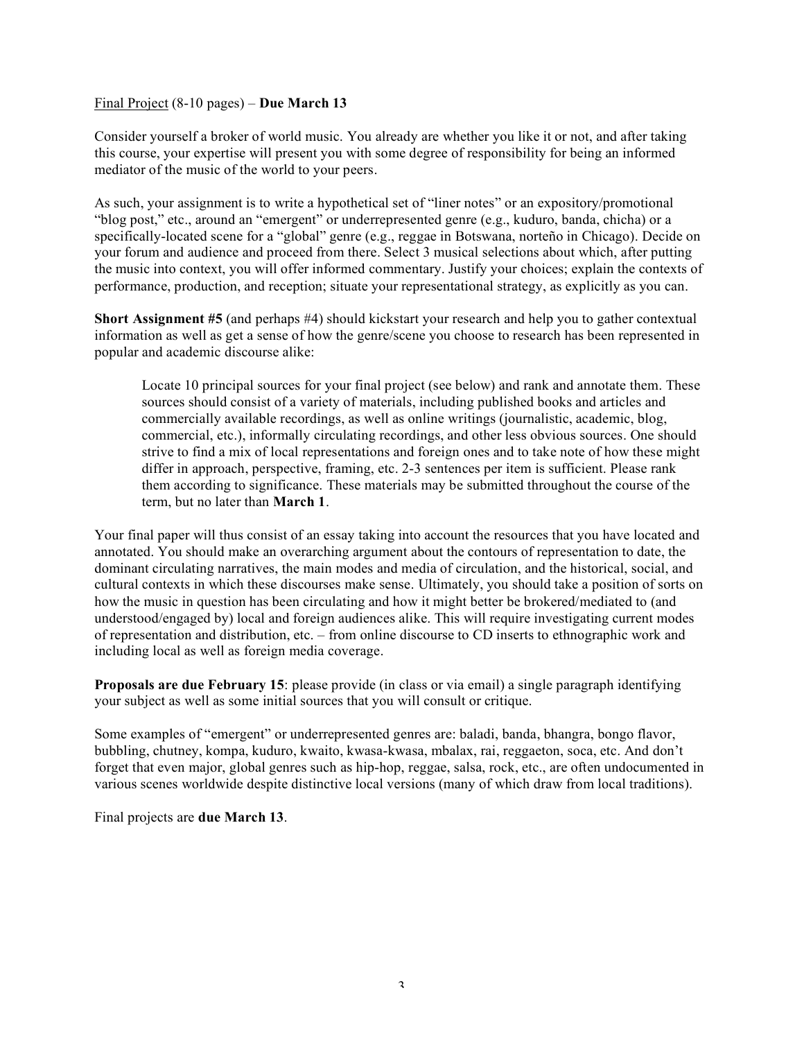Final Project (8-10 pages) – **Due March 13**

Consider yourself a broker of world music. You already are whether you like it or not, and after taking this course, your expertise will present you with some degree of responsibility for being an informed mediator of the music of the world to your peers.

As such, your assignment is to write a hypothetical set of "liner notes" or an expository/promotional "blog post," etc., around an "emergent" or underrepresented genre (e.g., kuduro, banda, chicha) or a specifically-located scene for a "global" genre (e.g., reggae in Botswana, norteño in Chicago). Decide on your forum and audience and proceed from there. Select 3 musical selections about which, after putting the music into context, you will offer informed commentary. Justify your choices; explain the contexts of performance, production, and reception; situate your representational strategy, as explicitly as you can.

**Short Assignment #5** (and perhaps #4) should kickstart your research and help you to gather contextual information as well as get a sense of how the genre/scene you choose to research has been represented in popular and academic discourse alike:

> Locate 10 principal sources for your final project (see below) and rank and annotate them. These sources should consist of a variety of materials, including published books and articles and commercially available recordings, as well as online writings (journalistic, academic, blog, commercial, etc.), informally circulating recordings, and other less obvious sources. One should strive to find a mix of local representations and foreign ones and to take note of how these might differ in approach, perspective, framing, etc. 2-3 sentences per item is sufficient. Please rank them according to significance. These materials may be submitted throughout the course of the term, but no later than **March 1**.

Your final paper will thus consist of an essay taking into account the resources that you have located and annotated. You should make an overarching argument about the contours of representation to date, the dominant circulating narratives, the main modes and media of circulation, and the historical, social, and cultural contexts in which these discourses make sense. Ultimately, you should take a position of sorts on how the music in question has been circulating and how it might better be brokered/mediated to (and understood/engaged by) local and foreign audiences alike. This will require investigating current modes of representation and distribution, etc. – from online discourse to CD inserts to ethnographic work and including local as well as foreign media coverage.

**Proposals are due February 15**: please provide (in class or via email) a single paragraph identifying your subject as well as some initial sources that you will consult or critique.

Some examples of "emergent" or underrepresented genres are: baladi, banda, bhangra, bongo flavor, bubbling, chutney, kompa, kuduro, kwaito, kwasa-kwasa, mbalax, rai, reggaeton, soca, etc. And don't forget that even major, global genres such as hip-hop, reggae, salsa, rock, etc., are often undocumented in various scenes worldwide despite distinctive local versions (many of which draw from local traditions).

Final projects are **due March 13**.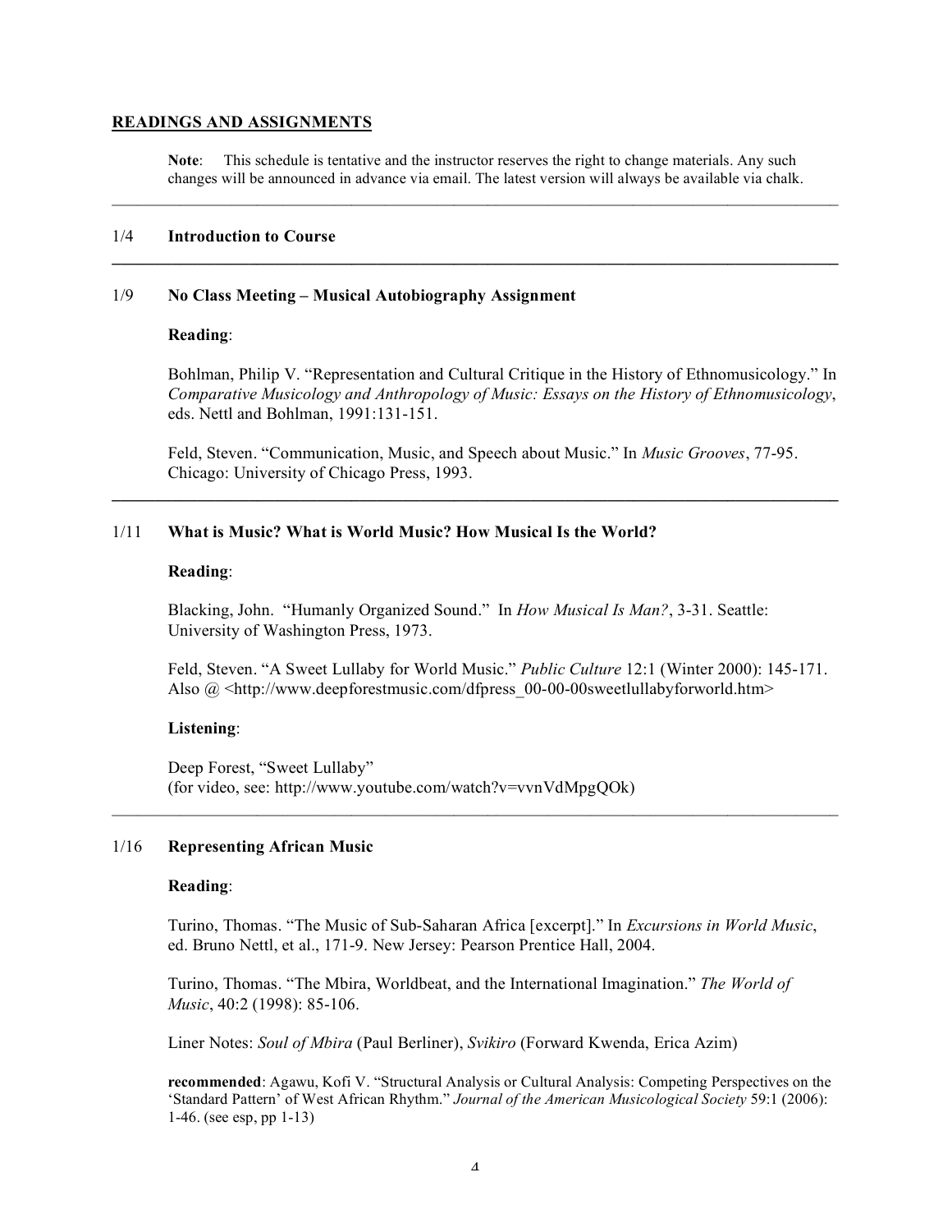## READINGS AND ASSIGNMENTS

**Note**: This schedule is tentative and the instructor reserves the right to change materials. Any such changes will be announced in advance via email. The latest version will always be available via chalk.

---

### 1/4 Introduction to Course

---

### 1/9 No Class Meeting – Musical Autobiography Assignment

**Reading**:

Bohlman, Philip V. "Representation and Cultural Critique in the History of Ethnomusicology." In *Comparative Musicology and Anthropology of Music: Essays on the History of Ethnomusicology*, eds. Nettl and Bohlman, 1991:131-151.

Feld, Steven. "Communication, Music, and Speech about Music." In *Music Grooves*, 77-95. Chicago: University of Chicago Press, 1993.

---

### 1/11 What is Music? What is World Music? How Musical Is the World?

**Reading**:

Blacking, John. "Humanly Organized Sound." In *How Musical Is Man?*, 3-31. Seattle: University of Washington Press, 1973.

Feld, Steven. "A Sweet Lullaby for World Music." *Public Culture* 12:1 (Winter 2000): 145-171. Also @ <http://www.deepforestmusic.com/dfpress_00-00-00sweetlullabyforworld.htm>

**Listening**:

Deep Forest, "Sweet Lullaby"
(for video, see: http://www.youtube.com/watch?v=vvnVdMpgQOk)

---

### 1/16 Representing African Music

**Reading**:

Turino, Thomas. "The Music of Sub-Saharan Africa [excerpt]." In *Excursions in World Music*, ed. Bruno Nettl, et al., 171-9. New Jersey: Pearson Prentice Hall, 2004.

Turino, Thomas. "The Mbira, Worldbeat, and the International Imagination." *The World of Music*, 40:2 (1998): 85-106.

Liner Notes: *Soul of Mbira* (Paul Berliner), *Svikiro* (Forward Kwenda, Erica Azim)

**recommended**: Agawu, Kofi V. "Structural Analysis or Cultural Analysis: Competing Perspectives on the 'Standard Pattern' of West African Rhythm." *Journal of the American Musicological Society* 59:1 (2006): 1-46. (see esp, pp 1-13)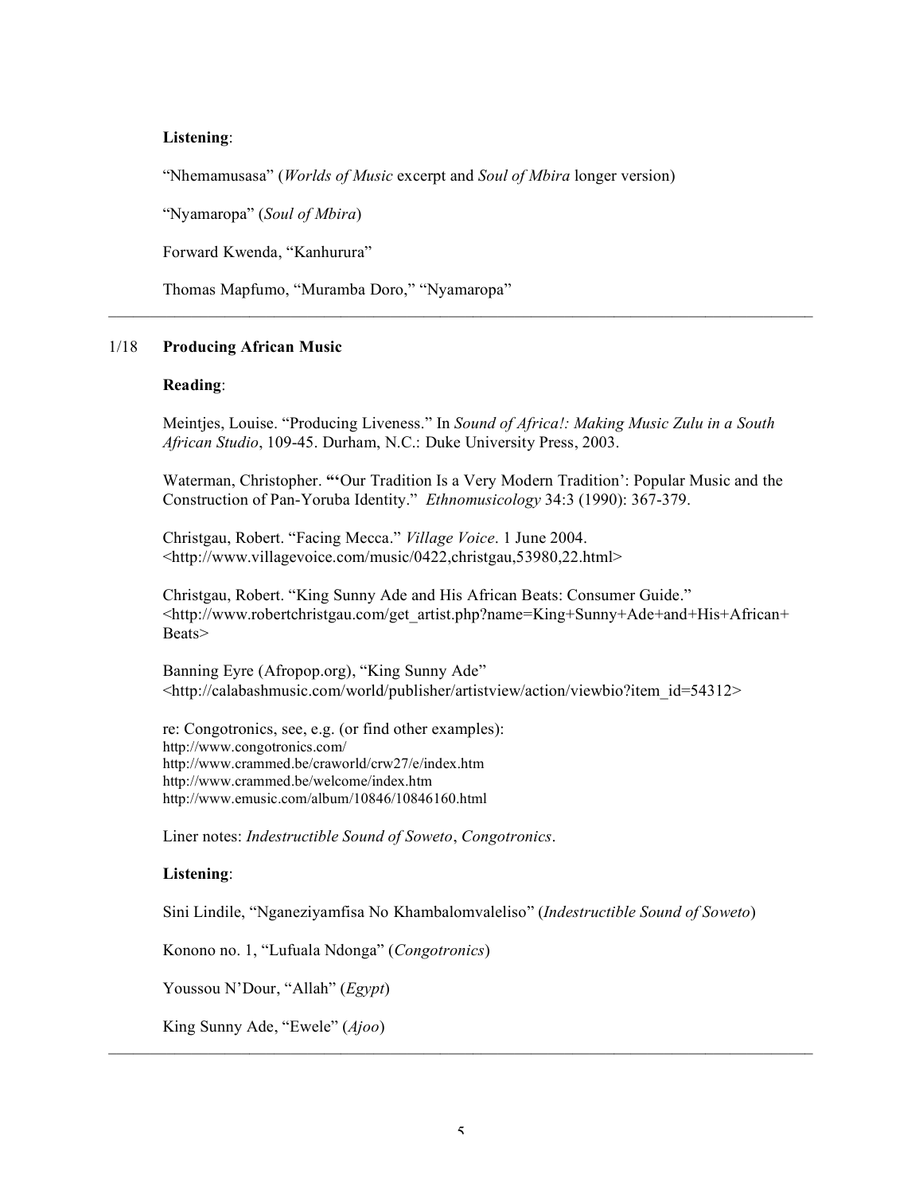**Listening**:

"Nhemamusasa" (*Worlds of Music* excerpt and *Soul of Mbira* longer version)

"Nyamaropa" (*Soul of Mbira*)

Forward Kwenda, "Kanhurura"

Thomas Mapfumo, "Muramba Doro," "Nyamaropa"

---

1/18 **Producing African Music**

**Reading**:

Meintjes, Louise. "Producing Liveness." In *Sound of Africa!: Making Music Zulu in a South African Studio*, 109-45. Durham, N.C.: Duke University Press, 2003.

Waterman, Christopher. **"**'Our Tradition Is a Very Modern Tradition': Popular Music and the Construction of Pan-Yoruba Identity." *Ethnomusicology* 34:3 (1990): 367-379.

Christgau, Robert. "Facing Mecca." *Village Voice*. 1 June 2004. <http://www.villagevoice.com/music/0422,christgau,53980,22.html>

Christgau, Robert. "King Sunny Ade and His African Beats: Consumer Guide." <http://www.robertchristgau.com/get_artist.php?name=King+Sunny+Ade+and+His+African+Beats>

Banning Eyre (Afropop.org), "King Sunny Ade" <http://calabashmusic.com/world/publisher/artistview/action/viewbio?item_id=54312>

re: Congotronics, see, e.g. (or find other examples):
http://www.congotronics.com/
http://www.crammed.be/craworld/crw27/e/index.htm
http://www.crammed.be/welcome/index.htm
http://www.emusic.com/album/10846/10846160.html

Liner notes: *Indestructible Sound of Soweto*, *Congotronics*.

**Listening**:

Sini Lindile, "Nganeziyamfisa No Khambalomvaleliso" (*Indestructible Sound of Soweto*)

Konono no. 1, "Lufuala Ndonga" (*Congotronics*)

Youssou N'Dour, "Allah" (*Egypt*)

King Sunny Ade, "Ewele" (*Ajoo*)

---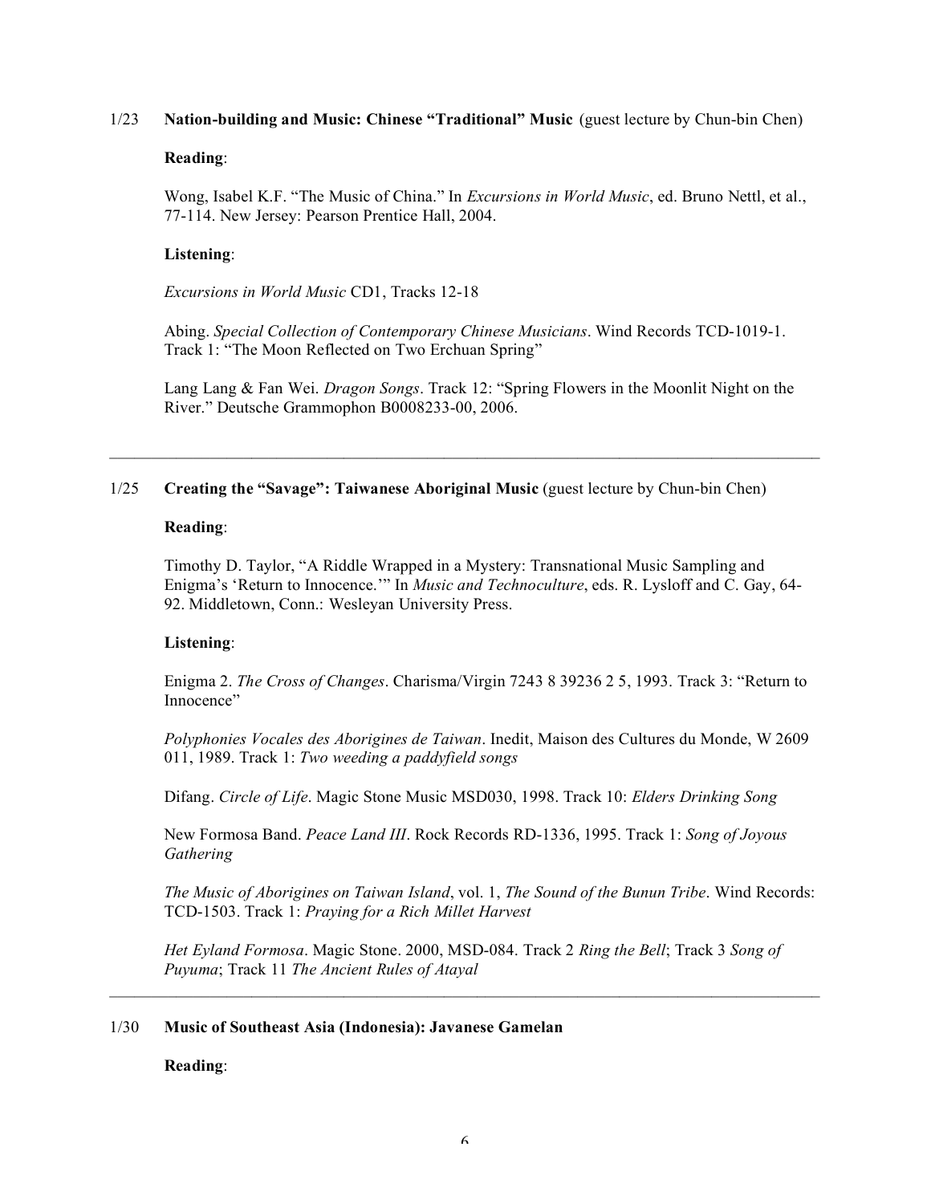1/23 **Nation-building and Music: Chinese "Traditional" Music** (guest lecture by Chun-bin Chen)

**Reading**:

Wong, Isabel K.F. "The Music of China." In *Excursions in World Music*, ed. Bruno Nettl, et al., 77-114. New Jersey: Pearson Prentice Hall, 2004.

**Listening**:

*Excursions in World Music* CD1, Tracks 12-18

Abing. *Special Collection of Contemporary Chinese Musicians*. Wind Records TCD-1019-1. Track 1: "The Moon Reflected on Two Erchuan Spring"

Lang Lang & Fan Wei. *Dragon Songs*. Track 12: "Spring Flowers in the Moonlit Night on the River." Deutsche Grammophon B0008233-00, 2006.

---

1/25 **Creating the "Savage": Taiwanese Aboriginal Music** (guest lecture by Chun-bin Chen)

**Reading**:

Timothy D. Taylor, "A Riddle Wrapped in a Mystery: Transnational Music Sampling and Enigma's 'Return to Innocence.'" In *Music and Technoculture*, eds. R. Lysloff and C. Gay, 64-92. Middletown, Conn.: Wesleyan University Press.

**Listening**:

Enigma 2. *The Cross of Changes*. Charisma/Virgin 7243 8 39236 2 5, 1993. Track 3: "Return to Innocence"

*Polyphonies Vocales des Aborigines de Taiwan*. Inedit, Maison des Cultures du Monde, W 2609 011, 1989. Track 1: *Two weeding a paddyfield songs*

Difang. *Circle of Life*. Magic Stone Music MSD030, 1998. Track 10: *Elders Drinking Song*

New Formosa Band. *Peace Land III*. Rock Records RD-1336, 1995. Track 1: *Song of Joyous Gathering*

*The Music of Aborigines on Taiwan Island*, vol. 1, *The Sound of the Bunun Tribe*. Wind Records: TCD-1503. Track 1: *Praying for a Rich Millet Harvest*

*Het Eyland Formosa*. Magic Stone. 2000, MSD-084. Track 2 *Ring the Bell*; Track 3 *Song of Puyuma*; Track 11 *The Ancient Rules of Atayal*

---

1/30 **Music of Southeast Asia (Indonesia): Javanese Gamelan**

**Reading**: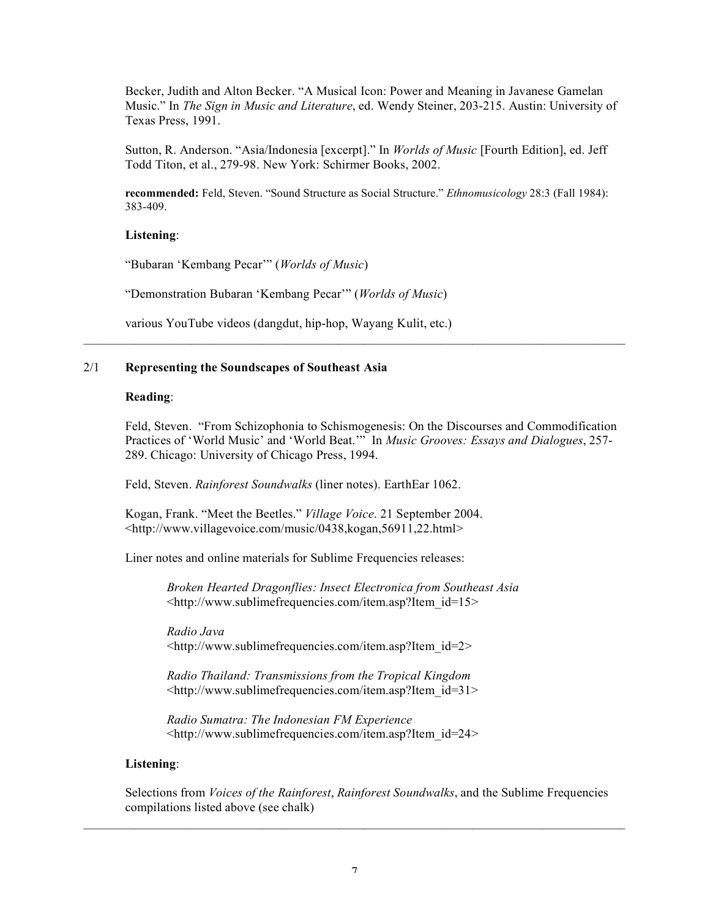Becker, Judith and Alton Becker. "A Musical Icon: Power and Meaning in Javanese Gamelan Music." In *The Sign in Music and Literature*, ed. Wendy Steiner, 203-215. Austin: University of Texas Press, 1991.

Sutton, R. Anderson. "Asia/Indonesia [excerpt]." In *Worlds of Music* [Fourth Edition], ed. Jeff Todd Titon, et al., 279-98. New York: Schirmer Books, 2002.

**recommended:** Feld, Steven. "Sound Structure as Social Structure." *Ethnomusicology* 28:3 (Fall 1984): 383-409.

**Listening**:

"Bubaran 'Kembang Pecar'" (*Worlds of Music*)

"Demonstration Bubaran 'Kembang Pecar'" (*Worlds of Music*)

various YouTube videos (dangdut, hip-hop, Wayang Kulit, etc.)

---

2/1 **Representing the Soundscapes of Southeast Asia**

**Reading**:

Feld, Steven. "From Schizophonia to Schismogenesis: On the Discourses and Commodification Practices of 'World Music' and 'World Beat.'" In *Music Grooves: Essays and Dialogues*, 257-289. Chicago: University of Chicago Press, 1994.

Feld, Steven. *Rainforest Soundwalks* (liner notes). EarthEar 1062.

Kogan, Frank. "Meet the Beetles." *Village Voice*. 21 September 2004. <http://www.villagevoice.com/music/0438,kogan,56911,22.html>

Liner notes and online materials for Sublime Frequencies releases:

> *Broken Hearted Dragonflies: Insect Electronica from Southeast Asia*
> <http://www.sublimefrequencies.com/item.asp?Item_id=15>
>
> *Radio Java*
> <http://www.sublimefrequencies.com/item.asp?Item_id=2>
>
> *Radio Thailand: Transmissions from the Tropical Kingdom*
> <http://www.sublimefrequencies.com/item.asp?Item_id=31>
>
> *Radio Sumatra: The Indonesian FM Experience*
> <http://www.sublimefrequencies.com/item.asp?Item_id=24>

**Listening**:

Selections from *Voices of the Rainforest*, *Rainforest Soundwalks*, and the Sublime Frequencies compilations listed above (see chalk)

---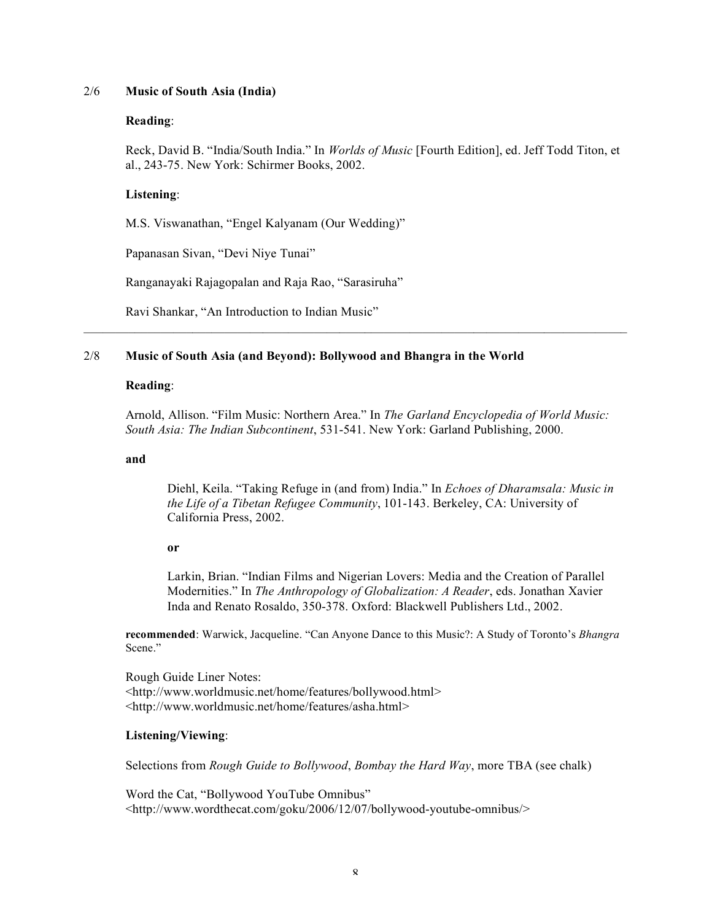2/6 **Music of South Asia (India)**

**Reading**:

Reck, David B. "India/South India." In *Worlds of Music* [Fourth Edition], ed. Jeff Todd Titon, et al., 243-75. New York: Schirmer Books, 2002.

**Listening**:

M.S. Viswanathan, "Engel Kalyanam (Our Wedding)"

Papanasan Sivan, "Devi Niye Tunai"

Ranganayaki Rajagopalan and Raja Rao, "Sarasiruha"

Ravi Shankar, "An Introduction to Indian Music"

---

2/8 **Music of South Asia (and Beyond): Bollywood and Bhangra in the World**

**Reading**:

Arnold, Allison. "Film Music: Northern Area." In *The Garland Encyclopedia of World Music: South Asia: The Indian Subcontinent*, 531-541. New York: Garland Publishing, 2000.

**and**

> Diehl, Keila. "Taking Refuge in (and from) India." In *Echoes of Dharamsala: Music in the Life of a Tibetan Refugee Community*, 101-143. Berkeley, CA: University of California Press, 2002.
>
> **or**
>
> Larkin, Brian. "Indian Films and Nigerian Lovers: Media and the Creation of Parallel Modernities." In *The Anthropology of Globalization: A Reader*, eds. Jonathan Xavier Inda and Renato Rosaldo, 350-378. Oxford: Blackwell Publishers Ltd., 2002.

**recommended**: Warwick, Jacqueline. "Can Anyone Dance to this Music?: A Study of Toronto's *Bhangra* Scene."

Rough Guide Liner Notes:
<http://www.worldmusic.net/home/features/bollywood.html>
<http://www.worldmusic.net/home/features/asha.html>

**Listening/Viewing**:

Selections from *Rough Guide to Bollywood*, *Bombay the Hard Way*, more TBA (see chalk)

Word the Cat, "Bollywood YouTube Omnibus"
<http://www.wordthecat.com/goku/2006/12/07/bollywood-youtube-omnibus/>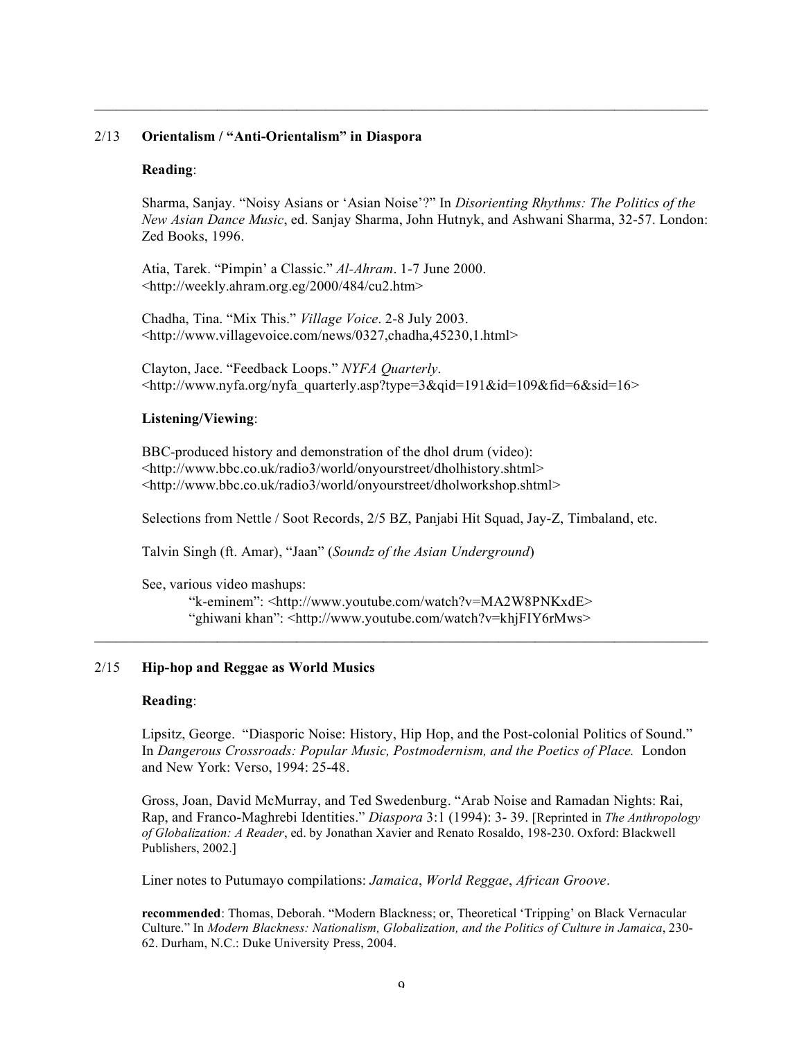---

2/13 **Orientalism / "Anti-Orientalism" in Diaspora**

**Reading**:

Sharma, Sanjay. "Noisy Asians or 'Asian Noise'?" In *Disorienting Rhythms: The Politics of the New Asian Dance Music*, ed. Sanjay Sharma, John Hutnyk, and Ashwani Sharma, 32-57. London: Zed Books, 1996.

Atia, Tarek. "Pimpin' a Classic." *Al-Ahram*. 1-7 June 2000. <http://weekly.ahram.org.eg/2000/484/cu2.htm>

Chadha, Tina. "Mix This." *Village Voice*. 2-8 July 2003. <http://www.villagevoice.com/news/0327,chadha,45230,1.html>

Clayton, Jace. "Feedback Loops." *NYFA Quarterly*. <http://www.nyfa.org/nyfa_quarterly.asp?type=3&qid=191&id=109&fid=6&sid=16>

**Listening/Viewing**:

BBC-produced history and demonstration of the dhol drum (video):
<http://www.bbc.co.uk/radio3/world/onyourstreet/dholhistory.shtml>
<http://www.bbc.co.uk/radio3/world/onyourstreet/dholworkshop.shtml>

Selections from Nettle / Soot Records, 2/5 BZ, Panjabi Hit Squad, Jay-Z, Timbaland, etc.

Talvin Singh (ft. Amar), "Jaan" (*Soundz of the Asian Underground*)

See, various video mashups:
- "k-eminem": <http://www.youtube.com/watch?v=MA2W8PNKxdE>
- "ghiwani khan": <http://www.youtube.com/watch?v=khjFIY6rMws>

---

2/15 **Hip-hop and Reggae as World Musics**

**Reading**:

Lipsitz, George. "Diasporic Noise: History, Hip Hop, and the Post-colonial Politics of Sound." In *Dangerous Crossroads: Popular Music, Postmodernism, and the Poetics of Place.* London and New York: Verso, 1994: 25-48.

Gross, Joan, David McMurray, and Ted Swedenburg. "Arab Noise and Ramadan Nights: Rai, Rap, and Franco-Maghrebi Identities." *Diaspora* 3:1 (1994): 3- 39. [Reprinted in *The Anthropology of Globalization: A Reader*, ed. by Jonathan Xavier and Renato Rosaldo, 198-230. Oxford: Blackwell Publishers, 2002.]

Liner notes to Putumayo compilations: *Jamaica*, *World Reggae*, *African Groove*.

**recommended**: Thomas, Deborah. "Modern Blackness; or, Theoretical 'Tripping' on Black Vernacular Culture." In *Modern Blackness: Nationalism, Globalization, and the Politics of Culture in Jamaica*, 230-62. Durham, N.C.: Duke University Press, 2004.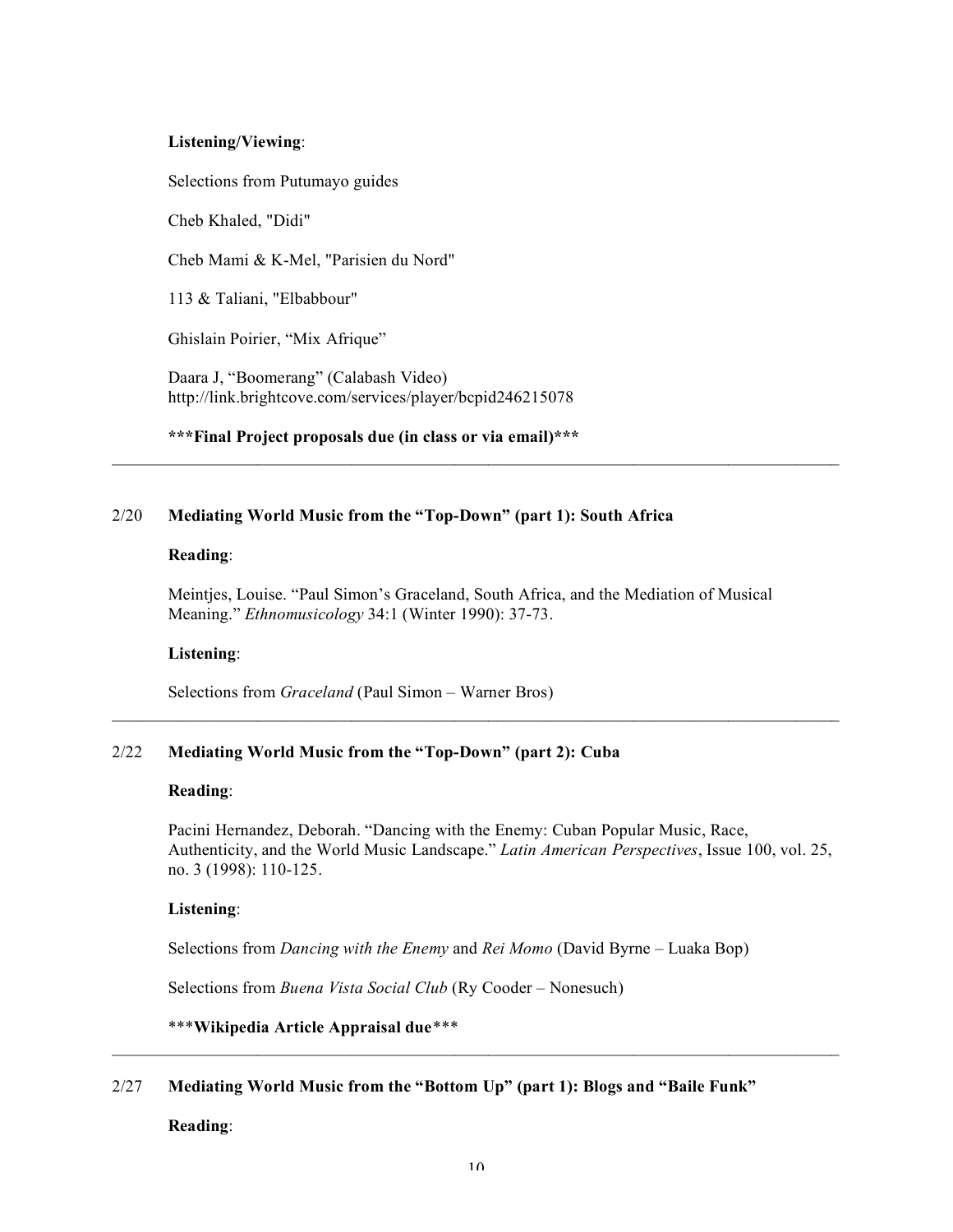**Listening/Viewing**:

Selections from Putumayo guides

Cheb Khaled, "Didi"

Cheb Mami & K-Mel, "Parisien du Nord"

113 & Taliani, "Elbabbour"

Ghislain Poirier, "Mix Afrique"

Daara J, "Boomerang" (Calabash Video)
http://link.brightcove.com/services/player/bcpid246215078

**\*\*\*Final Project proposals due (in class or via email)\*\*\***

---

2/20 **Mediating World Music from the "Top-Down" (part 1): South Africa**

**Reading**:

Meintjes, Louise. "Paul Simon's Graceland, South Africa, and the Mediation of Musical Meaning." *Ethnomusicology* 34:1 (Winter 1990): 37-73.

**Listening**:

Selections from *Graceland* (Paul Simon – Warner Bros)

---

2/22 **Mediating World Music from the "Top-Down" (part 2): Cuba**

**Reading**:

Pacini Hernandez, Deborah. "Dancing with the Enemy: Cuban Popular Music, Race, Authenticity, and the World Music Landscape." *Latin American Perspectives*, Issue 100, vol. 25, no. 3 (1998): 110-125.

**Listening**:

Selections from *Dancing with the Enemy* and *Rei Momo* (David Byrne – Luaka Bop)

Selections from *Buena Vista Social Club* (Ry Cooder – Nonesuch)

\*\*\***Wikipedia Article Appraisal due**\*\*\*

---

2/27 **Mediating World Music from the "Bottom Up" (part 1): Blogs and "Baile Funk"**

**Reading**: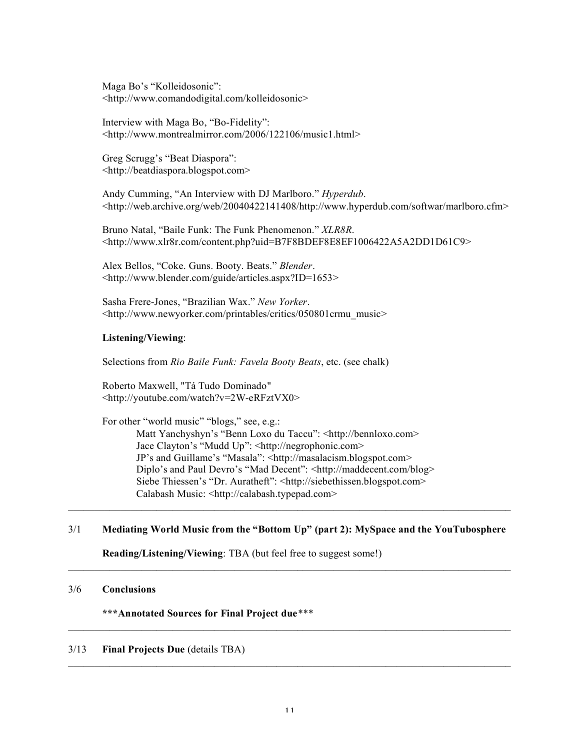Maga Bo's "Kolleidosonic":
<http://www.comandodigital.com/kolleidosonic>

Interview with Maga Bo, "Bo-Fidelity":
<http://www.montrealmirror.com/2006/122106/music1.html>

Greg Scrugg's "Beat Diaspora":
<http://beatdiaspora.blogspot.com>

Andy Cumming, "An Interview with DJ Marlboro." *Hyperdub*.
<http://web.archive.org/web/20040422141408/http://www.hyperdub.com/softwar/marlboro.cfm>

Bruno Natal, "Baile Funk: The Funk Phenomenon." *XLR8R*.
<http://www.xlr8r.com/content.php?uid=B7F8BDEF8E8EF1006422A5A2DD1D61C9>

Alex Bellos, "Coke. Guns. Booty. Beats." *Blender*.
<http://www.blender.com/guide/articles.aspx?ID=1653>

Sasha Frere-Jones, "Brazilian Wax." *New Yorker*.
<http://www.newyorker.com/printables/critics/050801crmu_music>

**Listening/Viewing**:

Selections from *Rio Baile Funk: Favela Booty Beats*, etc. (see chalk)

Roberto Maxwell, "Tá Tudo Dominado"
<http://youtube.com/watch?v=2W-eRFztVX0>

For other "world music" "blogs," see, e.g.:

- Matt Yanchyshyn's "Benn Loxo du Taccu": <http://bennloxo.com>
- Jace Clayton's "Mudd Up": <http://negrophonic.com>
- JP's and Guillame's "Masala": <http://masalacism.blogspot.com>
- Diplo's and Paul Devro's "Mad Decent": <http://maddecent.com/blog>
- Siebe Thiessen's "Dr. Auratheft": <http://siebethissen.blogspot.com>
- Calabash Music: <http://calabash.typepad.com>

---

3/1 **Mediating World Music from the "Bottom Up" (part 2): MySpace and the YouTubosphere**

**Reading/Listening/Viewing**: TBA (but feel free to suggest some!)

---

3/6 **Conclusions**

**\*\*\*Annotated Sources for Final Project due\*\*\***

---

3/13 **Final Projects Due** (details TBA)

---